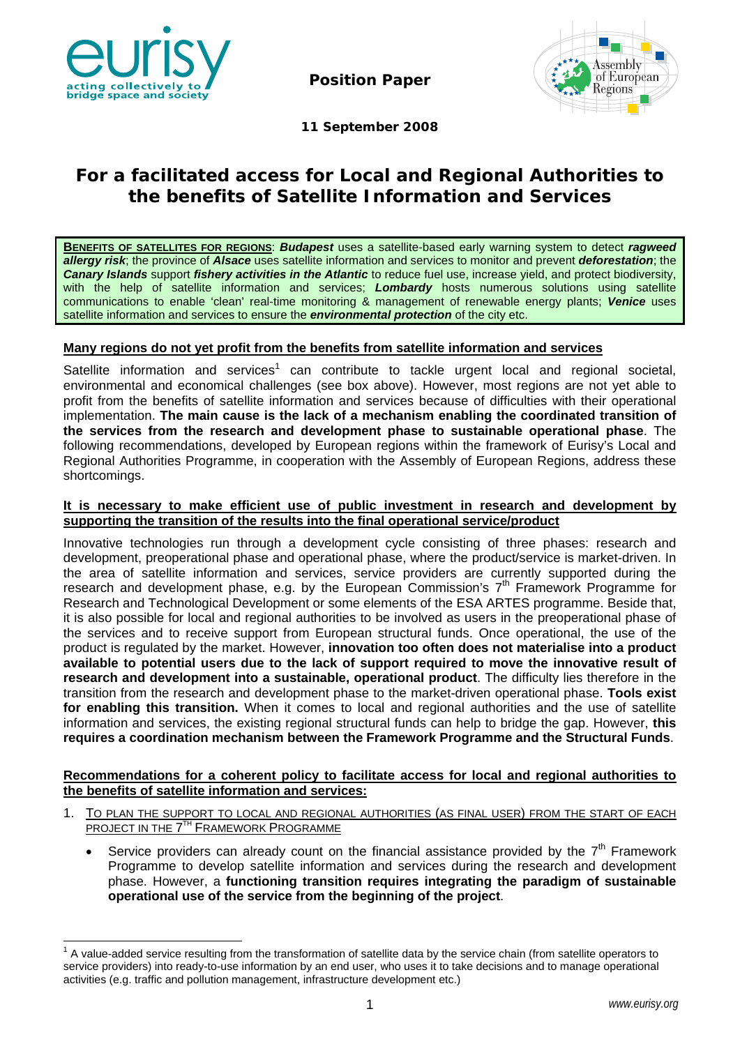**Position Paper**

**11 September 2008**

# For a facilitated access for Local and Regional Authorities to the benefits of Satellite Information and Services

**BENEFITS OF SATELLITES FOR REGIONS**: ***Budapest*** uses a satellite-based early warning system to detect ***ragweed allergy risk***; the province of ***Alsace*** uses satellite information and services to monitor and prevent ***deforestation***; the ***Canary Islands*** support ***fishery activities in the Atlantic*** to reduce fuel use, increase yield, and protect biodiversity, with the help of satellite information and services; ***Lombardy*** hosts numerous solutions using satellite communications to enable 'clean' real-time monitoring & management of renewable energy plants; ***Venice*** uses satellite information and services to ensure the ***environmental protection*** of the city etc.

## Many regions do not yet profit from the benefits from satellite information and services

Satellite information and services[1] can contribute to tackle urgent local and regional societal, environmental and economical challenges (see box above). However, most regions are not yet able to profit from the benefits of satellite information and services because of difficulties with their operational implementation. **The main cause is the lack of a mechanism enabling the coordinated transition of the services from the research and development phase to sustainable operational phase**. The following recommendations, developed by European regions within the framework of Eurisy's Local and Regional Authorities Programme, in cooperation with the Assembly of European Regions, address these shortcomings.

## It is necessary to make efficient use of public investment in research and development by supporting the transition of the results into the final operational service/product

Innovative technologies run through a development cycle consisting of three phases: research and development, preoperational phase and operational phase, where the product/service is market-driven. In the area of satellite information and services, service providers are currently supported during the research and development phase, e.g. by the European Commission's 7th Framework Programme for Research and Technological Development or some elements of the ESA ARTES programme. Beside that, it is also possible for local and regional authorities to be involved as users in the preoperational phase of the services and to receive support from European structural funds. Once operational, the use of the product is regulated by the market. However, **innovation too often does not materialise into a product available to potential users due to the lack of support required to move the innovative result of research and development into a sustainable, operational product**. The difficulty lies therefore in the transition from the research and development phase to the market-driven operational phase. **Tools exist for enabling this transition.** When it comes to local and regional authorities and the use of satellite information and services, the existing regional structural funds can help to bridge the gap. However, **this requires a coordination mechanism between the Framework Programme and the Structural Funds**.

## Recommendations for a coherent policy to facilitate access for local and regional authorities to the benefits of satellite information and services:

1. TO PLAN THE SUPPORT TO LOCAL AND REGIONAL AUTHORITIES (AS FINAL USER) FROM THE START OF EACH PROJECT IN THE 7TH FRAMEWORK PROGRAMME

   - Service providers can already count on the financial assistance provided by the 7th Framework Programme to develop satellite information and services during the research and development phase. However, a **functioning transition requires integrating the paradigm of sustainable operational use of the service from the beginning of the project**.

[1] A value-added service resulting from the transformation of satellite data by the service chain (from satellite operators to service providers) into ready-to-use information by an end user, who uses it to take decisions and to manage operational activities (e.g. traffic and pollution management, infrastructure development etc.)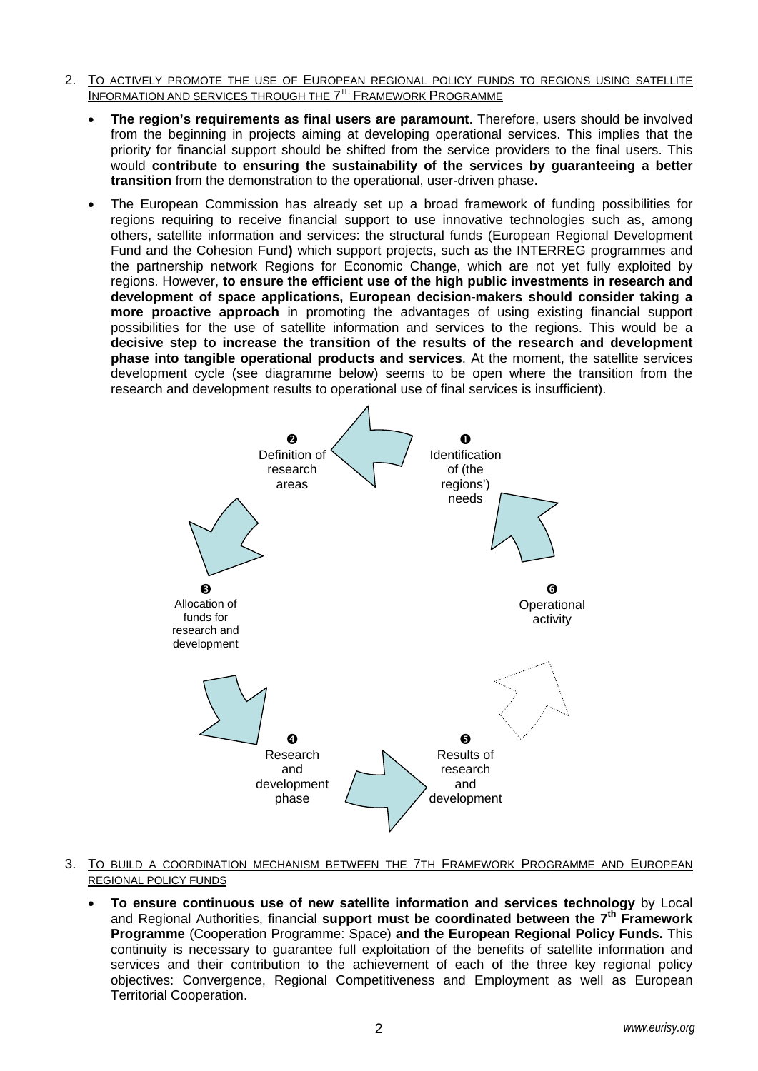2. TO ACTIVELY PROMOTE THE USE OF EUROPEAN REGIONAL POLICY FUNDS TO REGIONS USING SATELLITE INFORMATION AND SERVICES THROUGH THE 7TH FRAMEWORK PROGRAMME

- **The region's requirements as final users are paramount**. Therefore, users should be involved from the beginning in projects aiming at developing operational services. This implies that the priority for financial support should be shifted from the service providers to the final users. This would **contribute to ensuring the sustainability of the services by guaranteeing a better transition** from the demonstration to the operational, user-driven phase.
- The European Commission has already set up a broad framework of funding possibilities for regions requiring to receive financial support to use innovative technologies such as, among others, satellite information and services: the structural funds (European Regional Development Fund and the Cohesion Fund**)** which support projects, such as the INTERREG programmes and the partnership network Regions for Economic Change, which are not yet fully exploited by regions. However, **to ensure the efficient use of the high public investments in research and development of space applications, European decision-makers should consider taking a more proactive approach** in promoting the advantages of using existing financial support possibilities for the use of satellite information and services to the regions. This would be a **decisive step to increase the transition of the results of the research and development phase into tangible operational products and services**. At the moment, the satellite services development cycle (see diagramme below) seems to be open where the transition from the research and development results to operational use of final services is insufficient).

❶ Identification of (the regions') needs

❷ Definition of research areas

❸ Allocation of funds for research and development

❹ Research and development phase

❺ Results of research and development

❻ Operational activity

3. TO BUILD A COORDINATION MECHANISM BETWEEN THE 7TH FRAMEWORK PROGRAMME AND EUROPEAN REGIONAL POLICY FUNDS

- **To ensure continuous use of new satellite information and services technology** by Local and Regional Authorities, financial **support must be coordinated between the 7th Framework Programme** (Cooperation Programme: Space) **and the European Regional Policy Funds.** This continuity is necessary to guarantee full exploitation of the benefits of satellite information and services and their contribution to the achievement of each of the three key regional policy objectives: Convergence, Regional Competitiveness and Employment as well as European Territorial Cooperation.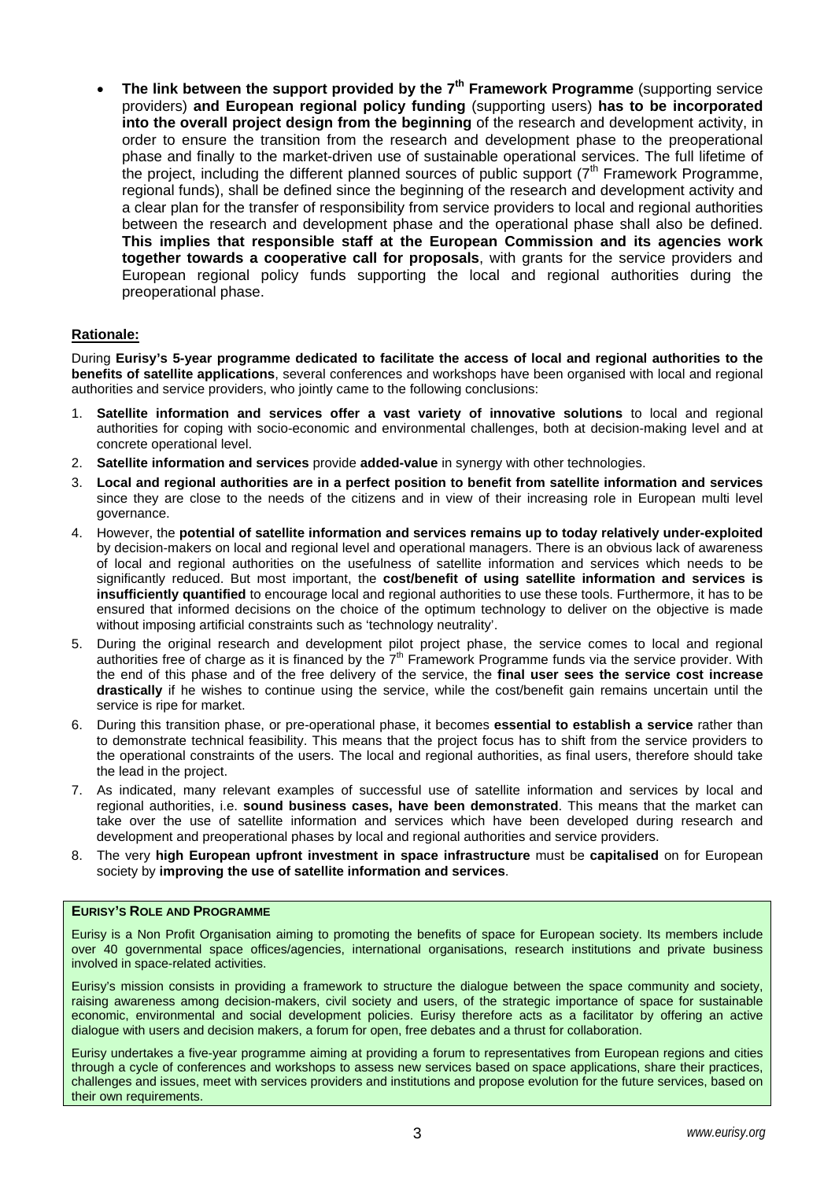- **The link between the support provided by the 7th Framework Programme** (supporting service providers) **and European regional policy funding** (supporting users) **has to be incorporated into the overall project design from the beginning** of the research and development activity, in order to ensure the transition from the research and development phase to the preoperational phase and finally to the market-driven use of sustainable operational services. The full lifetime of the project, including the different planned sources of public support (7th Framework Programme, regional funds), shall be defined since the beginning of the research and development activity and a clear plan for the transfer of responsibility from service providers to local and regional authorities between the research and development phase and the operational phase shall also be defined. **This implies that responsible staff at the European Commission and its agencies work together towards a cooperative call for proposals**, with grants for the service providers and European regional policy funds supporting the local and regional authorities during the preoperational phase.

**Rationale:**

During **Eurisy's 5-year programme dedicated to facilitate the access of local and regional authorities to the benefits of satellite applications**, several conferences and workshops have been organised with local and regional authorities and service providers, who jointly came to the following conclusions:

1. **Satellite information and services offer a vast variety of innovative solutions** to local and regional authorities for coping with socio-economic and environmental challenges, both at decision-making level and at concrete operational level.
2. **Satellite information and services** provide **added-value** in synergy with other technologies.
3. **Local and regional authorities are in a perfect position to benefit from satellite information and services** since they are close to the needs of the citizens and in view of their increasing role in European multi level governance.
4. However, the **potential of satellite information and services remains up to today relatively under-exploited** by decision-makers on local and regional level and operational managers. There is an obvious lack of awareness of local and regional authorities on the usefulness of satellite information and services which needs to be significantly reduced. But most important, the **cost/benefit of using satellite information and services is insufficiently quantified** to encourage local and regional authorities to use these tools. Furthermore, it has to be ensured that informed decisions on the choice of the optimum technology to deliver on the objective is made without imposing artificial constraints such as 'technology neutrality'.
5. During the original research and development pilot project phase, the service comes to local and regional authorities free of charge as it is financed by the 7th Framework Programme funds via the service provider. With the end of this phase and of the free delivery of the service, the **final user sees the service cost increase drastically** if he wishes to continue using the service, while the cost/benefit gain remains uncertain until the service is ripe for market.
6. During this transition phase, or pre-operational phase, it becomes **essential to establish a service** rather than to demonstrate technical feasibility. This means that the project focus has to shift from the service providers to the operational constraints of the users. The local and regional authorities, as final users, therefore should take the lead in the project.
7. As indicated, many relevant examples of successful use of satellite information and services by local and regional authorities, i.e. **sound business cases, have been demonstrated**. This means that the market can take over the use of satellite information and services which have been developed during research and development and preoperational phases by local and regional authorities and service providers.
8. The very **high European upfront investment in space infrastructure** must be **capitalised** on for European society by **improving the use of satellite information and services**.

**EURISY'S ROLE AND PROGRAMME**

Eurisy is a Non Profit Organisation aiming to promoting the benefits of space for European society. Its members include over 40 governmental space offices/agencies, international organisations, research institutions and private business involved in space-related activities.

Eurisy's mission consists in providing a framework to structure the dialogue between the space community and society, raising awareness among decision-makers, civil society and users, of the strategic importance of space for sustainable economic, environmental and social development policies. Eurisy therefore acts as a facilitator by offering an active dialogue with users and decision makers, a forum for open, free debates and a thrust for collaboration.

Eurisy undertakes a five-year programme aiming at providing a forum to representatives from European regions and cities through a cycle of conferences and workshops to assess new services based on space applications, share their practices, challenges and issues, meet with services providers and institutions and propose evolution for the future services, based on their own requirements.